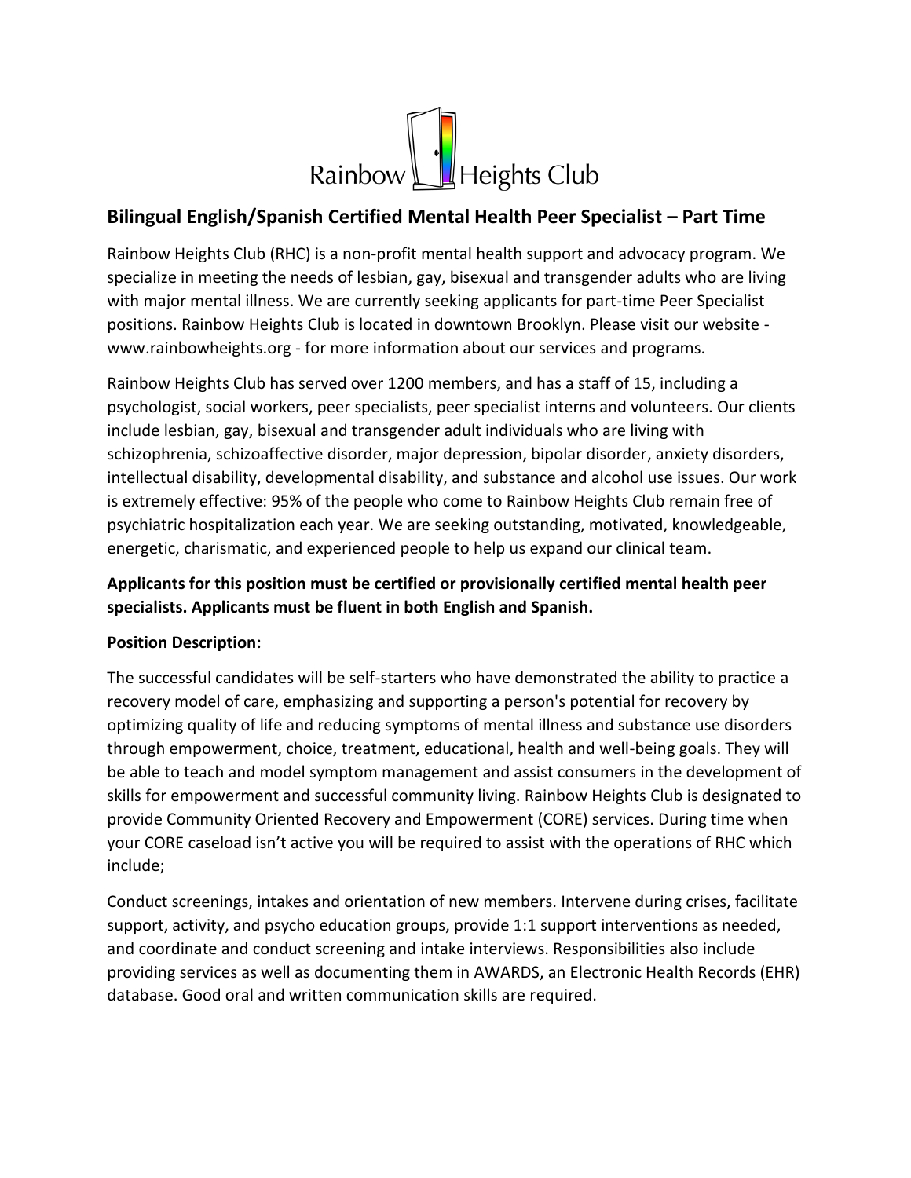Rainbow Heights Club

## Bilingual English/Spanish Certified Mental Health Peer Specialist – Part Time

Rainbow Heights Club (RHC) is a non-profit mental health support and advocacy program. We specialize in meeting the needs of lesbian, gay, bisexual and transgender adults who are living with major mental illness. We are currently seeking applicants for part-time Peer Specialist positions. Rainbow Heights Club is located in downtown Brooklyn. Please visit our website - www.rainbowheights.org - for more information about our services and programs.

Rainbow Heights Club has served over 1200 members, and has a staff of 15, including a psychologist, social workers, peer specialists, peer specialist interns and volunteers. Our clients include lesbian, gay, bisexual and transgender adult individuals who are living with schizophrenia, schizoaffective disorder, major depression, bipolar disorder, anxiety disorders, intellectual disability, developmental disability, and substance and alcohol use issues. Our work is extremely effective: 95% of the people who come to Rainbow Heights Club remain free of psychiatric hospitalization each year. We are seeking outstanding, motivated, knowledgeable, energetic, charismatic, and experienced people to help us expand our clinical team.

**Applicants for this position must be certified or provisionally certified mental health peer specialists. Applicants must be fluent in both English and Spanish.**

**Position Description:**

The successful candidates will be self-starters who have demonstrated the ability to practice a recovery model of care, emphasizing and supporting a person's potential for recovery by optimizing quality of life and reducing symptoms of mental illness and substance use disorders through empowerment, choice, treatment, educational, health and well-being goals. They will be able to teach and model symptom management and assist consumers in the development of skills for empowerment and successful community living. Rainbow Heights Club is designated to provide Community Oriented Recovery and Empowerment (CORE) services. During time when your CORE caseload isn't active you will be required to assist with the operations of RHC which include;

Conduct screenings, intakes and orientation of new members. Intervene during crises, facilitate support, activity, and psycho education groups, provide 1:1 support interventions as needed, and coordinate and conduct screening and intake interviews. Responsibilities also include providing services as well as documenting them in AWARDS, an Electronic Health Records (EHR) database. Good oral and written communication skills are required.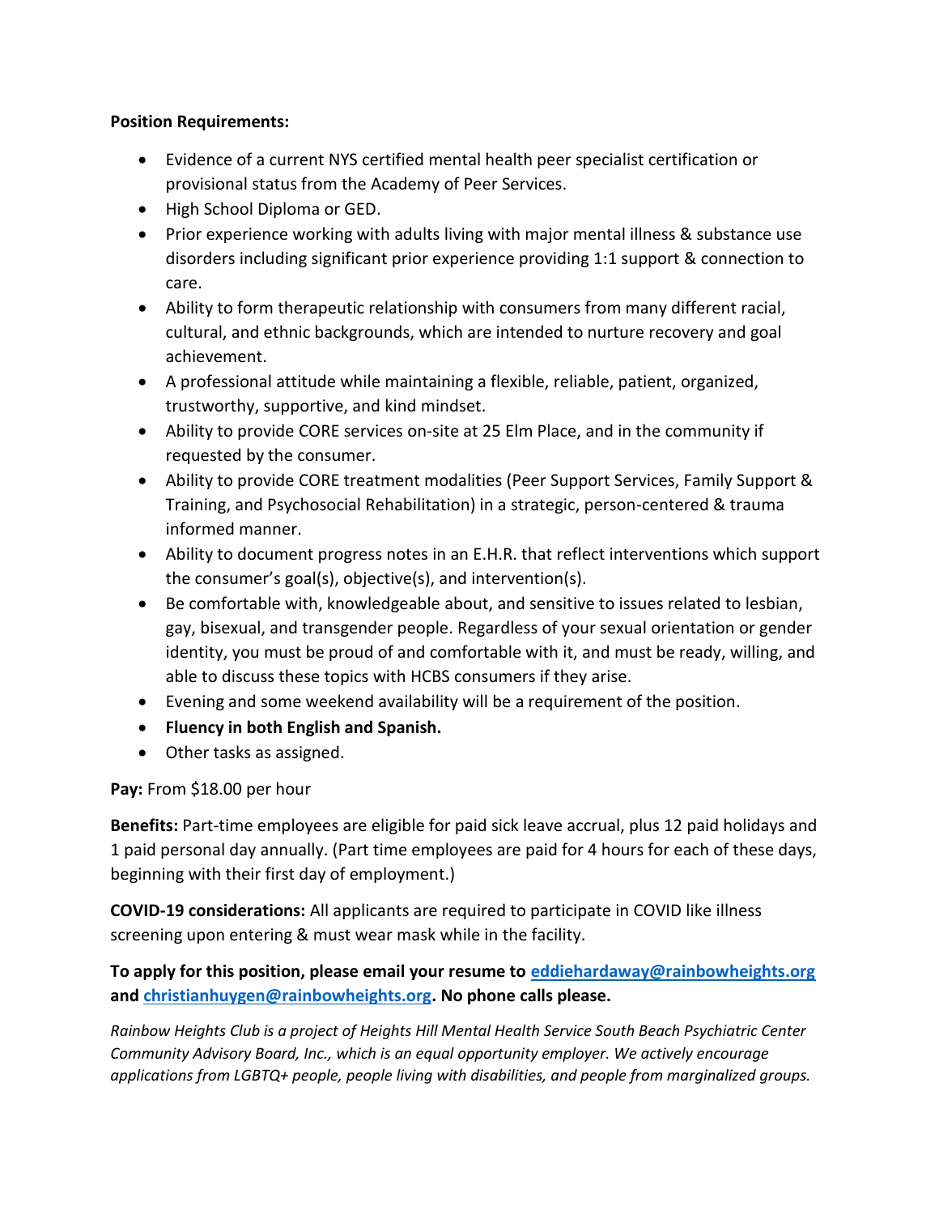**Position Requirements:**

- Evidence of a current NYS certified mental health peer specialist certification or provisional status from the Academy of Peer Services.
- High School Diploma or GED.
- Prior experience working with adults living with major mental illness & substance use disorders including significant prior experience providing 1:1 support & connection to care.
- Ability to form therapeutic relationship with consumers from many different racial, cultural, and ethnic backgrounds, which are intended to nurture recovery and goal achievement.
- A professional attitude while maintaining a flexible, reliable, patient, organized, trustworthy, supportive, and kind mindset.
- Ability to provide CORE services on-site at 25 Elm Place, and in the community if requested by the consumer.
- Ability to provide CORE treatment modalities (Peer Support Services, Family Support & Training, and Psychosocial Rehabilitation) in a strategic, person-centered & trauma informed manner.
- Ability to document progress notes in an E.H.R. that reflect interventions which support the consumer's goal(s), objective(s), and intervention(s).
- Be comfortable with, knowledgeable about, and sensitive to issues related to lesbian, gay, bisexual, and transgender people. Regardless of your sexual orientation or gender identity, you must be proud of and comfortable with it, and must be ready, willing, and able to discuss these topics with HCBS consumers if they arise.
- Evening and some weekend availability will be a requirement of the position.
- **Fluency in both English and Spanish.**
- Other tasks as assigned.

**Pay:** From $18.00 per hour

**Benefits:** Part-time employees are eligible for paid sick leave accrual, plus 12 paid holidays and 1 paid personal day annually. (Part time employees are paid for 4 hours for each of these days, beginning with their first day of employment.)

**COVID-19 considerations:** All applicants are required to participate in COVID like illness screening upon entering & must wear mask while in the facility.

**To apply for this position, please email your resume to eddiehardaway@rainbowheights.org and christianhuygen@rainbowheights.org. No phone calls please.**

*Rainbow Heights Club is a project of Heights Hill Mental Health Service South Beach Psychiatric Center Community Advisory Board, Inc., which is an equal opportunity employer. We actively encourage applications from LGBTQ+ people, people living with disabilities, and people from marginalized groups.*